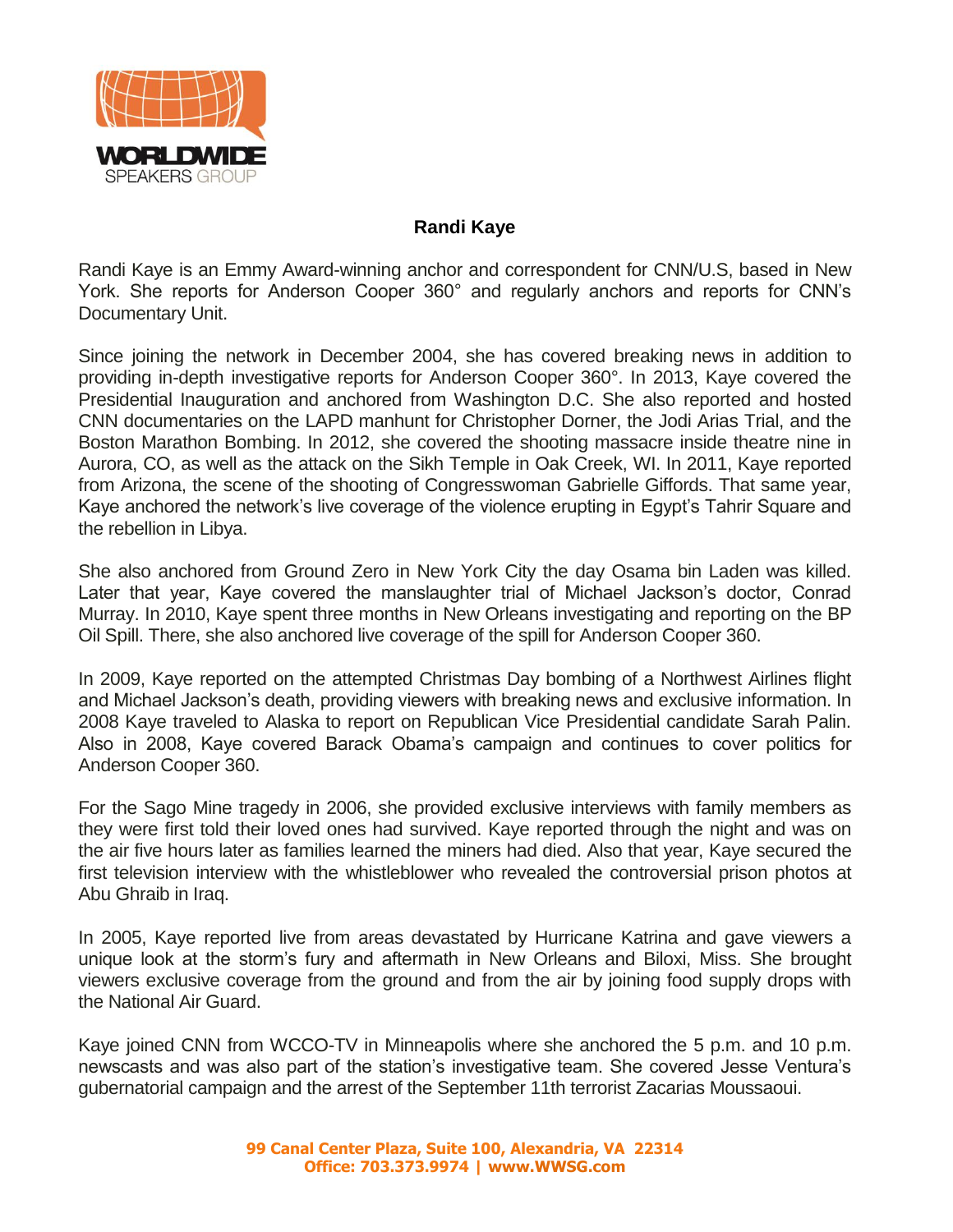# Randi Kaye

Randi Kaye is an Emmy Award-winning anchor and correspondent for CNN/U.S, based in New York. She reports for Anderson Cooper 360° and regularly anchors and reports for CNN's Documentary Unit.

Since joining the network in December 2004, she has covered breaking news in addition to providing in-depth investigative reports for Anderson Cooper 360°. In 2013, Kaye covered the Presidential Inauguration and anchored from Washington D.C. She also reported and hosted CNN documentaries on the LAPD manhunt for Christopher Dorner, the Jodi Arias Trial, and the Boston Marathon Bombing. In 2012, she covered the shooting massacre inside theatre nine in Aurora, CO, as well as the attack on the Sikh Temple in Oak Creek, WI. In 2011, Kaye reported from Arizona, the scene of the shooting of Congresswoman Gabrielle Giffords. That same year, Kaye anchored the network's live coverage of the violence erupting in Egypt's Tahrir Square and the rebellion in Libya.

She also anchored from Ground Zero in New York City the day Osama bin Laden was killed. Later that year, Kaye covered the manslaughter trial of Michael Jackson's doctor, Conrad Murray. In 2010, Kaye spent three months in New Orleans investigating and reporting on the BP Oil Spill. There, she also anchored live coverage of the spill for Anderson Cooper 360.

In 2009, Kaye reported on the attempted Christmas Day bombing of a Northwest Airlines flight and Michael Jackson's death, providing viewers with breaking news and exclusive information. In 2008 Kaye traveled to Alaska to report on Republican Vice Presidential candidate Sarah Palin. Also in 2008, Kaye covered Barack Obama's campaign and continues to cover politics for Anderson Cooper 360.

For the Sago Mine tragedy in 2006, she provided exclusive interviews with family members as they were first told their loved ones had survived. Kaye reported through the night and was on the air five hours later as families learned the miners had died. Also that year, Kaye secured the first television interview with the whistleblower who revealed the controversial prison photos at Abu Ghraib in Iraq.

In 2005, Kaye reported live from areas devastated by Hurricane Katrina and gave viewers a unique look at the storm's fury and aftermath in New Orleans and Biloxi, Miss. She brought viewers exclusive coverage from the ground and from the air by joining food supply drops with the National Air Guard.

Kaye joined CNN from WCCO-TV in Minneapolis where she anchored the 5 p.m. and 10 p.m. newscasts and was also part of the station's investigative team. She covered Jesse Ventura's gubernatorial campaign and the arrest of the September 11th terrorist Zacarias Moussaoui.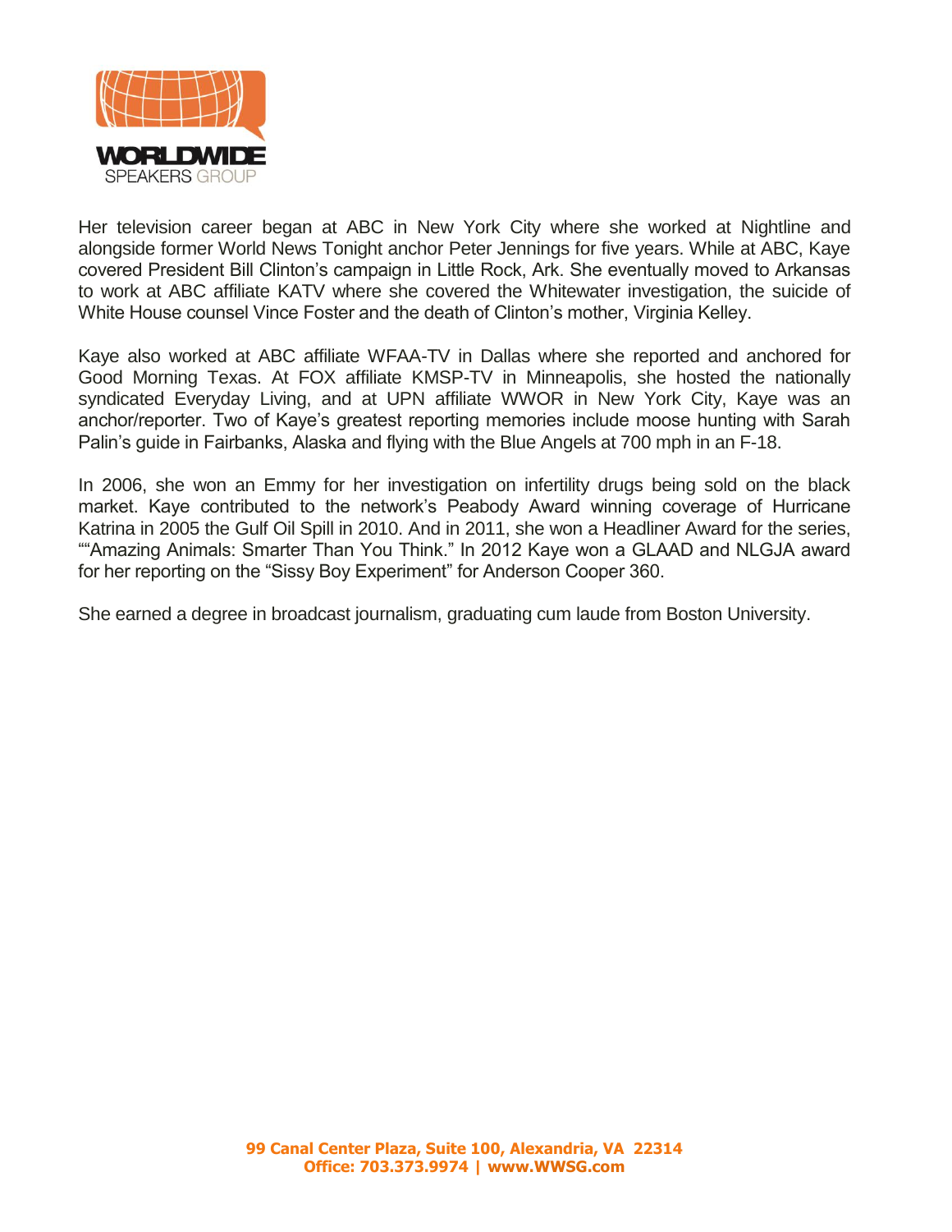Her television career began at ABC in New York City where she worked at Nightline and alongside former World News Tonight anchor Peter Jennings for five years. While at ABC, Kaye covered President Bill Clinton's campaign in Little Rock, Ark. She eventually moved to Arkansas to work at ABC affiliate KATV where she covered the Whitewater investigation, the suicide of White House counsel Vince Foster and the death of Clinton's mother, Virginia Kelley.

Kaye also worked at ABC affiliate WFAA-TV in Dallas where she reported and anchored for Good Morning Texas. At FOX affiliate KMSP-TV in Minneapolis, she hosted the nationally syndicated Everyday Living, and at UPN affiliate WWOR in New York City, Kaye was an anchor/reporter. Two of Kaye's greatest reporting memories include moose hunting with Sarah Palin's guide in Fairbanks, Alaska and flying with the Blue Angels at 700 mph in an F-18.

In 2006, she won an Emmy for her investigation on infertility drugs being sold on the black market. Kaye contributed to the network's Peabody Award winning coverage of Hurricane Katrina in 2005 the Gulf Oil Spill in 2010. And in 2011, she won a Headliner Award for the series, ""Amazing Animals: Smarter Than You Think." In 2012 Kaye won a GLAAD and NLGJA award for her reporting on the "Sissy Boy Experiment" for Anderson Cooper 360.

She earned a degree in broadcast journalism, graduating cum laude from Boston University.